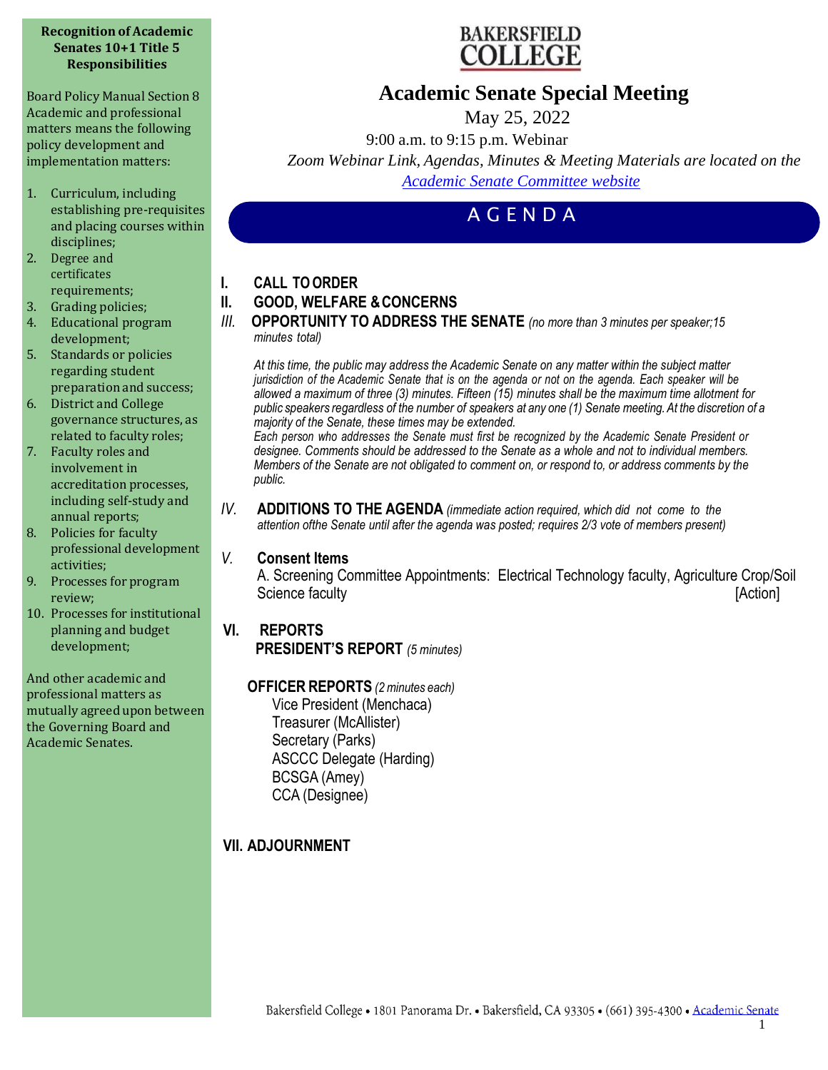**Recognition of Academic Senates 10+1 Title 5 Responsibilities**

Board Policy Manual Section 8 Academic and professional matters means the following policy development and implementation matters:

1. Curriculum, including establishing pre-requisites and placing courses within disciplines;
2. Degree and certificates requirements;
3. Grading policies;
4. Educational program development;
5. Standards or policies regarding student preparation and success;
6. District and College governance structures, as related to faculty roles;
7. Faculty roles and involvement in accreditation processes, including self-study and annual reports;
8. Policies for faculty professional development activities;
9. Processes for program review;
10. Processes for institutional planning and budget development;

And other academic and professional matters as mutually agreed upon between the Governing Board and Academic Senates.

BAKERSFIELD COLLEGE

# Academic Senate Special Meeting

May 25, 2022

9:00 a.m. to 9:15 p.m. Webinar

*Zoom Webinar Link, Agendas, Minutes & Meeting Materials are located on the [Academic Senate Committee website](#)*

## AGENDA

**I. CALL TO ORDER**

**II. GOOD, WELFARE & CONCERNS**

*III.* **OPPORTUNITY TO ADDRESS THE SENATE** *(no more than 3 minutes per speaker;15 minutes total)*

*At this time, the public may address the Academic Senate on any matter within the subject matter jurisdiction of the Academic Senate that is on the agenda or not on the agenda. Each speaker will be allowed a maximum of three (3) minutes. Fifteen (15) minutes shall be the maximum time allotment for public speakers regardless of the number of speakers at any one (1) Senate meeting. At the discretion of a majority of the Senate, these times may be extended.*
*Each person who addresses the Senate must first be recognized by the Academic Senate President or designee. Comments should be addressed to the Senate as a whole and not to individual members. Members of the Senate are not obligated to comment on, or respond to, or address comments by the public.*

*IV.* **ADDITIONS TO THE AGENDA** *(immediate action required, which did not come to the attention ofthe Senate until after the agenda was posted; requires 2/3 vote of members present)*

*V.* **Consent Items**

A. Screening Committee Appointments: Electrical Technology faculty, Agriculture Crop/Soil Science faculty [Action]

**VI. REPORTS**

**PRESIDENT'S REPORT** *(5 minutes)*

**OFFICER REPORTS** *(2 minutes each)*

- Vice President (Menchaca)
- Treasurer (McAllister)
- Secretary (Parks)
- ASCCC Delegate (Harding)
- BCSGA (Amey)
- CCA (Designee)

**VII. ADJOURNMENT**

Bakersfield College • 1801 Panorama Dr. • Bakersfield, CA 93305 • (661) 395-4300 • [Academic Senate](#)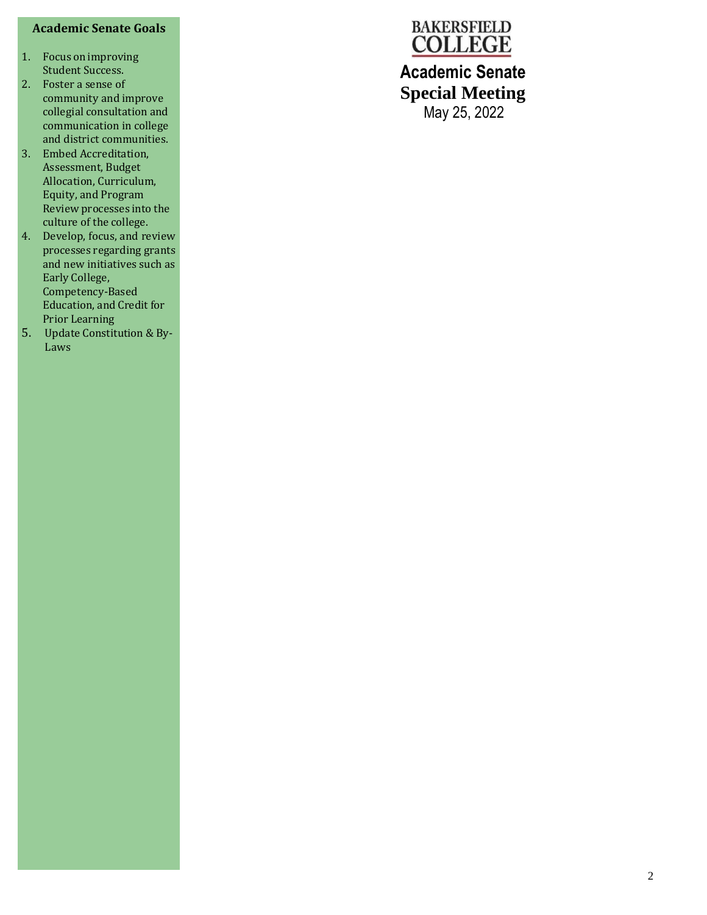BAKERSFIELD COLLEGE

# Academic Senate Special Meeting

May 25, 2022

### Academic Senate Goals

1. Focus on improving Student Success.
2. Foster a sense of community and improve collegial consultation and communication in college and district communities.
3. Embed Accreditation, Assessment, Budget Allocation, Curriculum, Equity, and Program Review processes into the culture of the college.
4. Develop, focus, and review processes regarding grants and new initiatives such as Early College, Competency-Based Education, and Credit for Prior Learning
5. Update Constitution & By-Laws